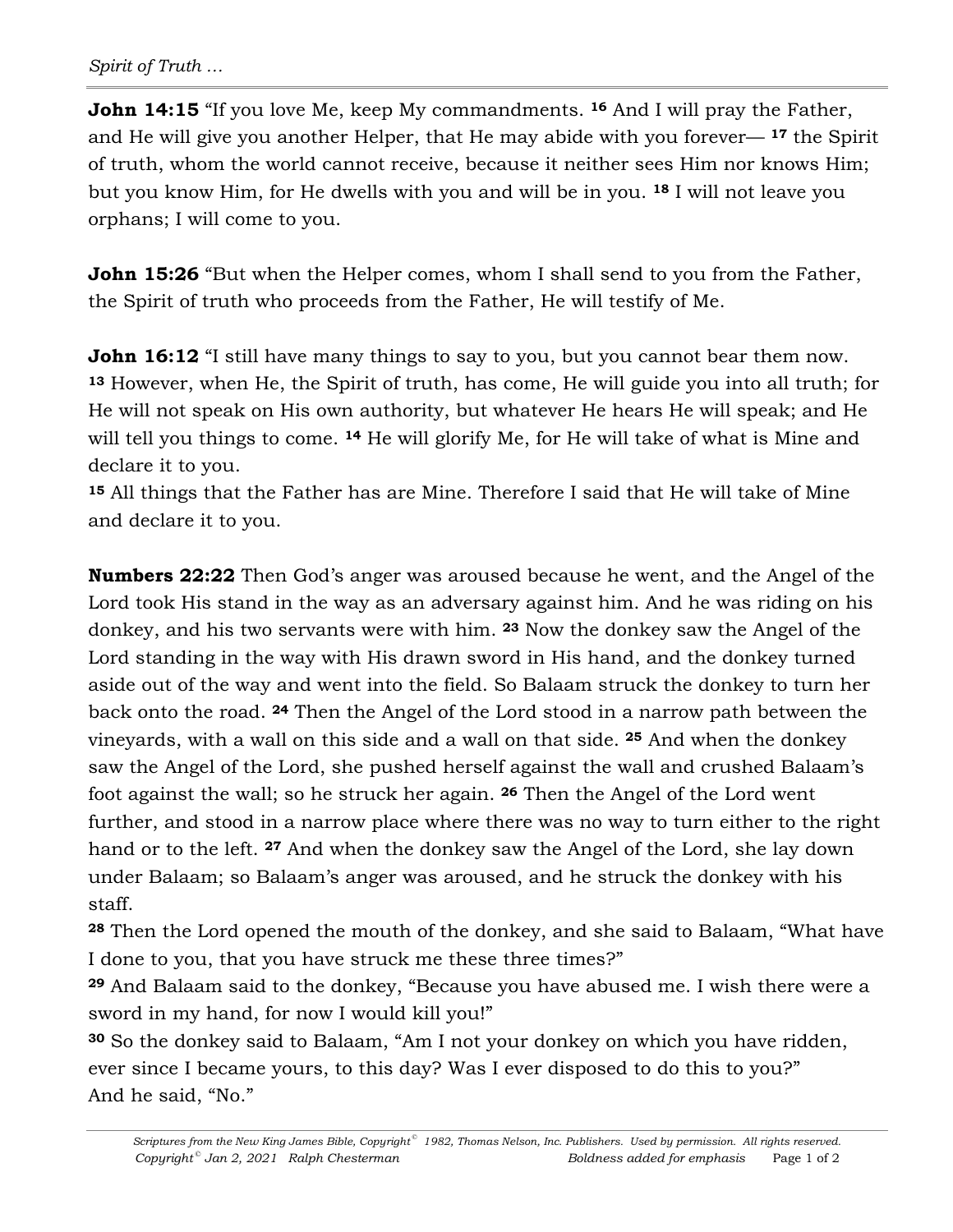**John 14:15** "If you love Me, keep My commandments. **16** And I will pray the Father, and He will give you another Helper, that He may abide with you forever— **17** the Spirit of truth, whom the world cannot receive, because it neither sees Him nor knows Him; but you know Him, for He dwells with you and will be in you. **18** I will not leave you orphans; I will come to you.

**John 15:26** "But when the Helper comes, whom I shall send to you from the Father, the Spirit of truth who proceeds from the Father, He will testify of Me.

**John 16:12** "I still have many things to say to you, but you cannot bear them now. **13** However, when He, the Spirit of truth, has come, He will guide you into all truth; for He will not speak on His own authority, but whatever He hears He will speak; and He will tell you things to come. **14** He will glorify Me, for He will take of what is Mine and declare it to you.
**15** All things that the Father has are Mine. Therefore I said that He will take of Mine and declare it to you.

**Numbers 22:22** Then God's anger was aroused because he went, and the Angel of the Lord took His stand in the way as an adversary against him. And he was riding on his donkey, and his two servants were with him. **23** Now the donkey saw the Angel of the Lord standing in the way with His drawn sword in His hand, and the donkey turned aside out of the way and went into the field. So Balaam struck the donkey to turn her back onto the road. **24** Then the Angel of the Lord stood in a narrow path between the vineyards, with a wall on this side and a wall on that side. **25** And when the donkey saw the Angel of the Lord, she pushed herself against the wall and crushed Balaam's foot against the wall; so he struck her again. **26** Then the Angel of the Lord went further, and stood in a narrow place where there was no way to turn either to the right hand or to the left. **27** And when the donkey saw the Angel of the Lord, she lay down under Balaam; so Balaam's anger was aroused, and he struck the donkey with his staff.
**28** Then the Lord opened the mouth of the donkey, and she said to Balaam, "What have I done to you, that you have struck me these three times?"
**29** And Balaam said to the donkey, "Because you have abused me. I wish there were a sword in my hand, for now I would kill you!"
**30** So the donkey said to Balaam, "Am I not your donkey on which you have ridden, ever since I became yours, to this day? Was I ever disposed to do this to you?"
And he said, "No."

*Scriptures from the New King James Bible, Copyright© 1982, Thomas Nelson, Inc. Publishers. Used by permission. All rights reserved.*
*Copyright© Jan 2, 2021 Ralph Chesterman* *Boldness added for emphasis*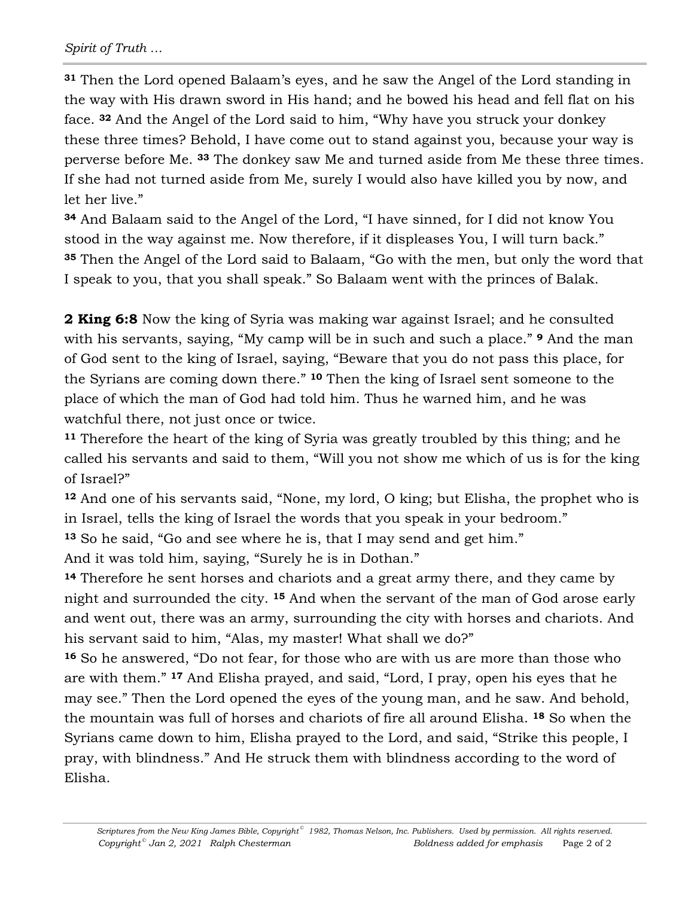**31** Then the Lord opened Balaam's eyes, and he saw the Angel of the Lord standing in the way with His drawn sword in His hand; and he bowed his head and fell flat on his face. **32** And the Angel of the Lord said to him, "Why have you struck your donkey these three times? Behold, I have come out to stand against you, because your way is perverse before Me. **33** The donkey saw Me and turned aside from Me these three times. If she had not turned aside from Me, surely I would also have killed you by now, and let her live."

**34** And Balaam said to the Angel of the Lord, "I have sinned, for I did not know You stood in the way against me. Now therefore, if it displeases You, I will turn back."

**35** Then the Angel of the Lord said to Balaam, "Go with the men, but only the word that I speak to you, that you shall speak." So Balaam went with the princes of Balak.

**2 King 6:8** Now the king of Syria was making war against Israel; and he consulted with his servants, saying, "My camp will be in such and such a place." **9** And the man of God sent to the king of Israel, saying, "Beware that you do not pass this place, for the Syrians are coming down there." **10** Then the king of Israel sent someone to the place of which the man of God had told him. Thus he warned him, and he was watchful there, not just once or twice.

**11** Therefore the heart of the king of Syria was greatly troubled by this thing; and he called his servants and said to them, "Will you not show me which of us is for the king of Israel?"

**12** And one of his servants said, "None, my lord, O king; but Elisha, the prophet who is in Israel, tells the king of Israel the words that you speak in your bedroom."

**13** So he said, "Go and see where he is, that I may send and get him."

And it was told him, saying, "Surely he is in Dothan."

**14** Therefore he sent horses and chariots and a great army there, and they came by night and surrounded the city. **15** And when the servant of the man of God arose early and went out, there was an army, surrounding the city with horses and chariots. And his servant said to him, "Alas, my master! What shall we do?"

**16** So he answered, "Do not fear, for those who are with us are more than those who are with them." **17** And Elisha prayed, and said, "Lord, I pray, open his eyes that he may see." Then the Lord opened the eyes of the young man, and he saw. And behold, the mountain was full of horses and chariots of fire all around Elisha. **18** So when the Syrians came down to him, Elisha prayed to the Lord, and said, "Strike this people, I pray, with blindness." And He struck them with blindness according to the word of Elisha.

*Scriptures from the New King James Bible, Copyright© 1982, Thomas Nelson, Inc. Publishers. Used by permission. All rights reserved.*
*Copyright© Jan 2, 2021 Ralph Chesterman* *Boldness added for emphasis*